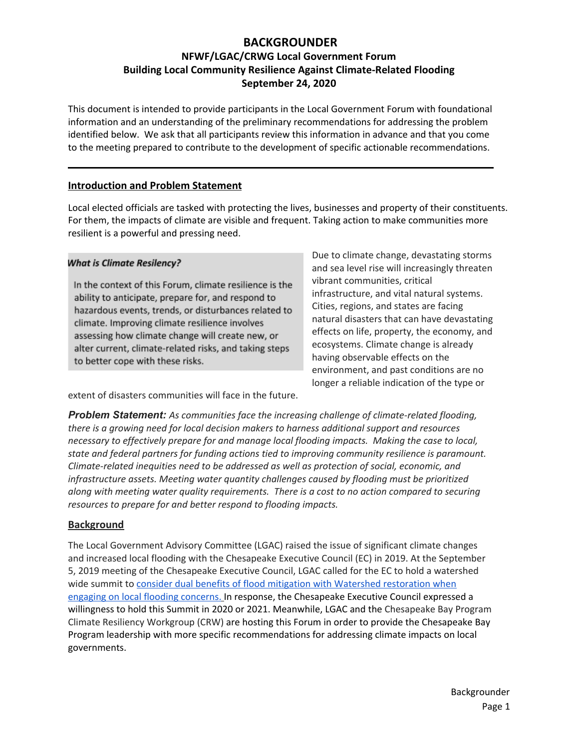# BACKGROUNDER

## NFWF/LGAC/CRWG Local Government Forum
## Building Local Community Resilience Against Climate-Related Flooding
## September 24, 2020

This document is intended to provide participants in the Local Government Forum with foundational information and an understanding of the preliminary recommendations for addressing the problem identified below. We ask that all participants review this information in advance and that you come to the meeting prepared to contribute to the development of specific actionable recommendations.

---

## Introduction and Problem Statement

Local elected officials are tasked with protecting the lives, businesses and property of their constituents. For them, the impacts of climate are visible and frequent. Taking action to make communities more resilient is a powerful and pressing need.

> ***What is Climate Resiliency?***
>
> In the context of this Forum, climate resilience is the ability to anticipate, prepare for, and respond to hazardous events, trends, or disturbances related to climate. Improving climate resilience involves assessing how climate change will create new, or alter current, climate-related risks, and taking steps to better cope with these risks.

Due to climate change, devastating storms and sea level rise will increasingly threaten vibrant communities, critical infrastructure, and vital natural systems. Cities, regions, and states are facing natural disasters that can have devastating effects on life, property, the economy, and ecosystems. Climate change is already having observable effects on the environment, and past conditions are no longer a reliable indication of the type or extent of disasters communities will face in the future.

***Problem Statement:*** *As communities face the increasing challenge of climate-related flooding, there is a growing need for local decision makers to harness additional support and resources necessary to effectively prepare for and manage local flooding impacts. Making the case to local, state and federal partners for funding actions tied to improving community resilience is paramount. Climate-related inequities need to be addressed as well as protection of social, economic, and infrastructure assets. Meeting water quantity challenges caused by flooding must be prioritized along with meeting water quality requirements. There is a cost to no action compared to securing resources to prepare for and better respond to flooding impacts.*

## Background

The Local Government Advisory Committee (LGAC) raised the issue of significant climate changes and increased local flooding with the Chesapeake Executive Council (EC) in 2019. At the September 5, 2019 meeting of the Chesapeake Executive Council, LGAC called for the EC to hold a watershed wide summit to consider dual benefits of flood mitigation with Watershed restoration when engaging on local flooding concerns. In response, the Chesapeake Executive Council expressed a willingness to hold this Summit in 2020 or 2021. Meanwhile, LGAC and the Chesapeake Bay Program Climate Resiliency Workgroup (CRW) are hosting this Forum in order to provide the Chesapeake Bay Program leadership with more specific recommendations for addressing climate impacts on local governments.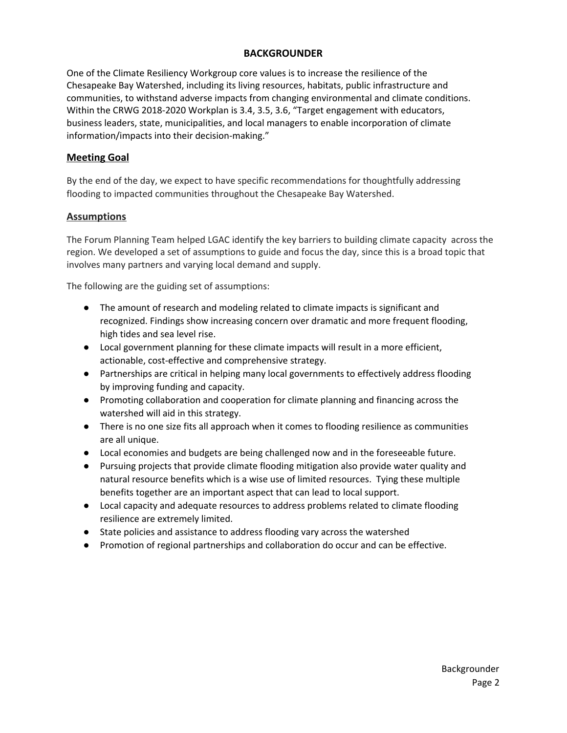# BACKGROUNDER

One of the Climate Resiliency Workgroup core values is to increase the resilience of the Chesapeake Bay Watershed, including its living resources, habitats, public infrastructure and communities, to withstand adverse impacts from changing environmental and climate conditions. Within the CRWG 2018-2020 Workplan is 3.4, 3.5, 3.6, "Target engagement with educators, business leaders, state, municipalities, and local managers to enable incorporation of climate information/impacts into their decision-making."

## Meeting Goal

By the end of the day, we expect to have specific recommendations for thoughtfully addressing flooding to impacted communities throughout the Chesapeake Bay Watershed.

## Assumptions

The Forum Planning Team helped LGAC identify the key barriers to building climate capacity across the region. We developed a set of assumptions to guide and focus the day, since this is a broad topic that involves many partners and varying local demand and supply.

The following are the guiding set of assumptions:

- The amount of research and modeling related to climate impacts is significant and recognized. Findings show increasing concern over dramatic and more frequent flooding, high tides and sea level rise.
- Local government planning for these climate impacts will result in a more efficient, actionable, cost-effective and comprehensive strategy.
- Partnerships are critical in helping many local governments to effectively address flooding by improving funding and capacity.
- Promoting collaboration and cooperation for climate planning and financing across the watershed will aid in this strategy.
- There is no one size fits all approach when it comes to flooding resilience as communities are all unique.
- Local economies and budgets are being challenged now and in the foreseeable future.
- Pursuing projects that provide climate flooding mitigation also provide water quality and natural resource benefits which is a wise use of limited resources. Tying these multiple benefits together are an important aspect that can lead to local support.
- Local capacity and adequate resources to address problems related to climate flooding resilience are extremely limited.
- State policies and assistance to address flooding vary across the watershed
- Promotion of regional partnerships and collaboration do occur and can be effective.